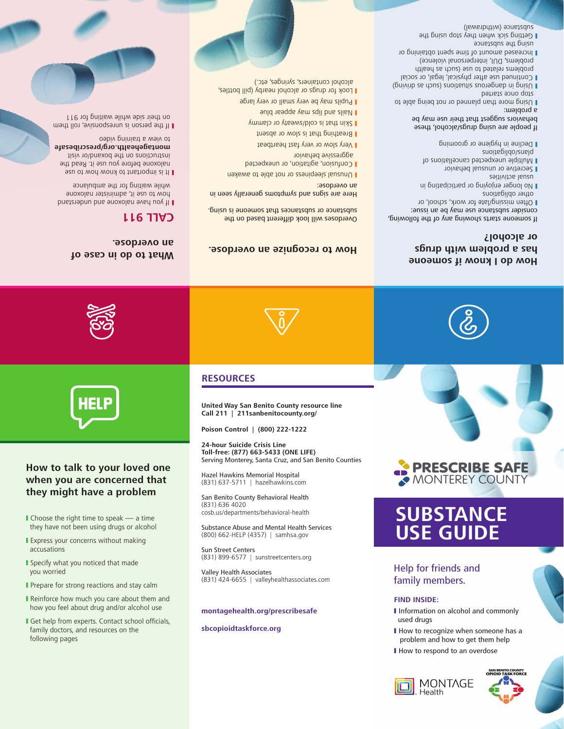## How do I know if someone has a problem with drugs or alcohol?

If someone starts showing any of the following, consider substance use may be an issue:

- Often missing/late for work, school, or other obligations
- No longer enjoying or participating in usual activities
- Secretive or unusual behavior
- Multiple unexpected cancellations of plans/obligations
- Decline in hygiene or grooming

If people are using drugs/alcohol, these behaviors suggest that their use may be a problem:

- Using more than planned or not being able to stop once started
- Using in dangerous situations (such as driving)
- Continued use after physical, legal, or social problems related to use (such as health problems, DUI, interpersonal violence)
- Increased amount of time spent obtaining or using the substance
- Getting sick when they stop using the substance (withdrawal)

## How to recognize an overdose.

Overdoses will look different based on the substance or substances that someone is using.

Here are signs and symptoms generally seen in an overdose:

- Unusual sleepiness or not able to awaken
- Confusion, agitation, or unexpected aggressive behavior
- Very slow or very fast heartbeat
- Breathing that is slow or absent
- Skin that is cold/sweaty or clammy
- Nails and lips may appear blue
- Pupils may be very small or very large
- Look for drugs or alcohol nearby (pill bottles, alcohol containers, syringes, etc.)

## What to do in case of an overdose.

### CALL 911

- If you have naloxone and understand how to use it, administer naloxone while waiting for the ambulance
- It is important to know how to use naloxone before you use it. Read the instructions on the box and/or visit **montagehealth.org/prescribesafe** to view a training video
- If the person is unresponsive, roll them on their side while waiting for 911

## How to talk to your loved one when you are concerned that they might have a problem

- Choose the right time to speak — a time they have not been using drugs or alcohol
- Express your concerns without making accusations
- Specify what you noticed that made you worried
- Prepare for strong reactions and stay calm
- Reinforce how much you care about them and how you feel about drug and/or alcohol use
- Get help from experts. Contact school officials, family doctors, and resources on the following pages

## RESOURCES

**United Way San Benito County resource line**
**Call 211 | 211sanbenitocounty.org/**

**Poison Control | (800) 222-1222**

**24-hour Suicide Crisis Line**
**Toll-free: (877) 663-5433 (ONE LIFE)**
Serving Monterey, Santa Cruz, and San Benito Counties

Hazel Hawkins Memorial Hospital
(831) 637-5711 | hazelhawkins.com

San Benito County Behavioral Health
(831) 636 4020
cosb.us/departments/behavioral-health

Substance Abuse and Mental Health Services
(800) 662-HELP (4357) | samhsa.gov

Sun Street Centers
(831) 899-6577 | sunstreetcenters.org

Valley Health Associates
(831) 424-6655 | valleyhealthassociates.com

**montagehealth.org/prescribesafe**

**sbcopioidtaskforce.org**

PRESCRIBE SAFE MONTEREY COUNTY

# SUBSTANCE USE GUIDE

Help for friends and family members.

**FIND INSIDE:**

- Information on alcohol and commonly used drugs
- How to recognize when someone has a problem and how to get them help
- How to respond to an overdose

MONTAGE Health

SAN BENITO COUNTY OPIOID TASK FORCE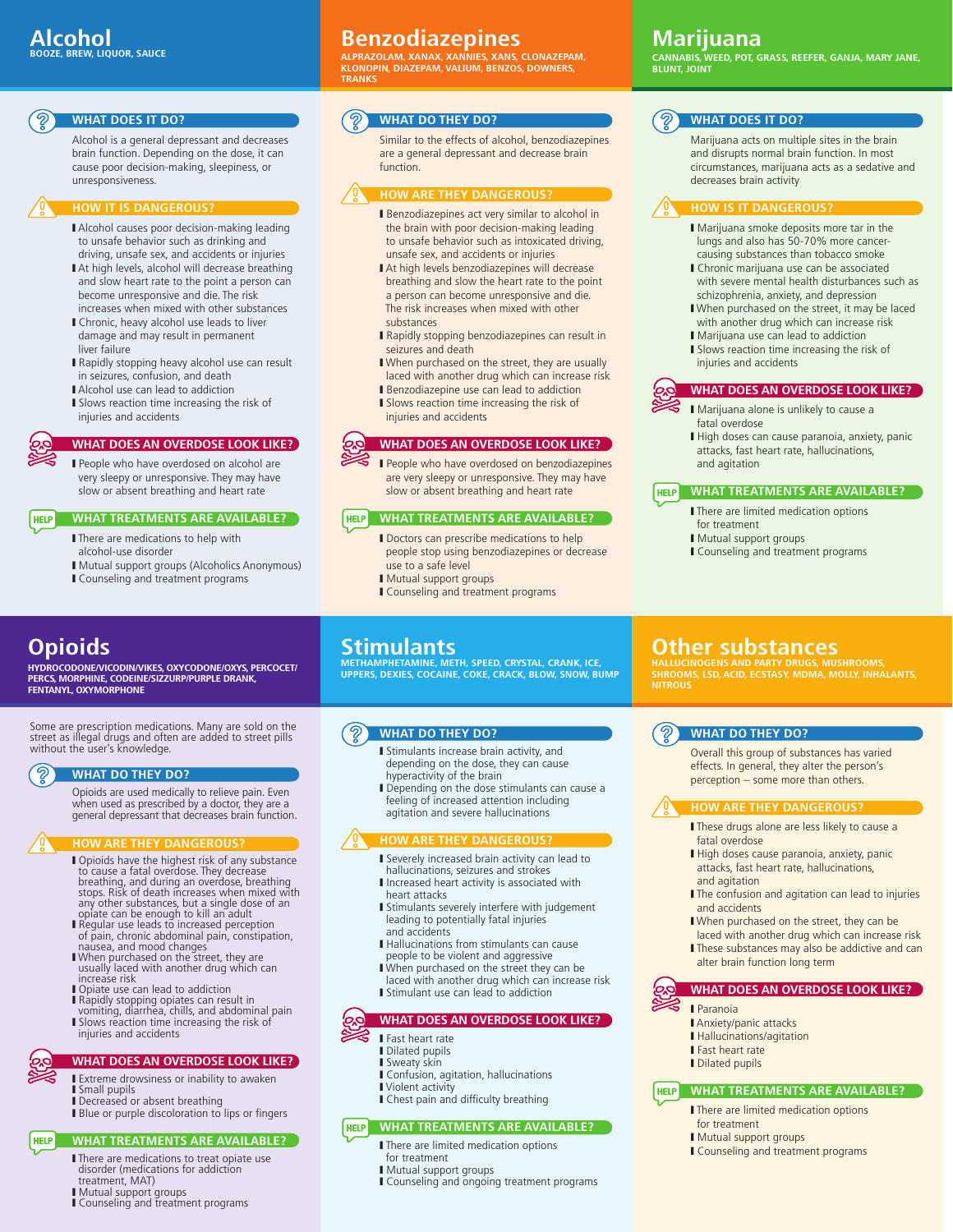# Alcohol

BOOZE, BREW, LIQUOR, SAUCE

## WHAT DOES IT DO?

Alcohol is a general depressant and decreases brain function. Depending on the dose, it can cause poor decision-making, sleepiness, or unresponsiveness.

## HOW IT IS DANGEROUS?

- Alcohol causes poor decision-making leading to unsafe behavior such as drinking and driving, unsafe sex, and accidents or injuries
- At high levels, alcohol will decrease breathing and slow heart rate to the point a person can become unresponsive and die. The risk increases when mixed with other substances
- Chronic, heavy alcohol use leads to liver damage and may result in permanent liver failure
- Rapidly stopping heavy alcohol use can result in seizures, confusion, and death
- Alcohol use can lead to addiction
- Slows reaction time increasing the risk of injuries and accidents

## WHAT DOES AN OVERDOSE LOOK LIKE?

- People who have overdosed on alcohol are very sleepy or unresponsive. They may have slow or absent breathing and heart rate

## WHAT TREATMENTS ARE AVAILABLE?

- There are medications to help with alcohol-use disorder
- Mutual support groups (Alcoholics Anonymous)
- Counseling and treatment programs

# Benzodiazepines

ALPRAZOLAM, XANAX, XANNIES, XANS, CLONAZEPAM, KLONOPIN, DIAZEPAM, VALIUM, BENZOS, DOWNERS, TRANKS

## WHAT DO THEY DO?

Similar to the effects of alcohol, benzodiazepines are a general depressant and decrease brain function.

## HOW ARE THEY DANGEROUS?

- Benzodiazepines act very similar to alcohol in the brain with poor decision-making leading to unsafe behavior such as intoxicated driving, unsafe sex, and accidents or injuries
- At high levels benzodiazepines will decrease breathing and slow the heart rate to the point a person can become unresponsive and die. The risk increases when mixed with other substances
- Rapidly stopping benzodiazepines can result in seizures and death
- When purchased on the street, they are usually laced with another drug which can increase risk
- Benzodiazepine use can lead to addiction
- Slows reaction time increasing the risk of injuries and accidents

## WHAT DOES AN OVERDOSE LOOK LIKE?

- People who have overdosed on benzodiazepines are very sleepy or unresponsive. They may have slow or absent breathing and heart rate

## WHAT TREATMENTS ARE AVAILABLE?

- Doctors can prescribe medications to help people stop using benzodiazepines or decrease use to a safe level
- Mutual support groups
- Counseling and treatment programs

# Marijuana

CANNABIS, WEED, POT, GRASS, REEFER, GANJA, MARY JANE, BLUNT, JOINT

## WHAT DOES IT DO?

Marijuana acts on multiple sites in the brain and disrupts normal brain function. In most circumstances, marijuana acts as a sedative and decreases brain activity

## HOW IS IT DANGEROUS?

- Marijuana smoke deposits more tar in the lungs and also has 50-70% more cancer-causing substances than tobacco smoke
- Chronic marijuana use can be associated with severe mental health disturbances such as schizophrenia, anxiety, and depression
- When purchased on the street, it may be laced with another drug which can increase risk
- Marijuana use can lead to addiction
- Slows reaction time increasing the risk of injuries and accidents

## WHAT DOES AN OVERDOSE LOOK LIKE?

- Marijuana alone is unlikely to cause a fatal overdose
- High doses can cause paranoia, anxiety, panic attacks, fast heart rate, hallucinations, and agitation

## WHAT TREATMENTS ARE AVAILABLE?

- There are limited medication options for treatment
- Mutual support groups
- Counseling and treatment programs

# Opioids

HYDROCODONE/VICODIN/VIKES, OXYCODONE/OXYS, PERCOCET/PERCS, MORPHINE, CODEINE/SIZZURP/PURPLE DRANK, FENTANYL, OXYMORPHONE

Some are prescription medications. Many are sold on the street as illegal drugs and often are added to street pills without the user's knowledge.

## WHAT DO THEY DO?

Opioids are used medically to relieve pain. Even when used as prescribed by a doctor, they are a general depressant that decreases brain function.

## HOW ARE THEY DANGEROUS?

- Opioids have the highest risk of any substance to cause a fatal overdose. They decrease breathing, and during an overdose, breathing stops. Risk of death increases when mixed with any other substances, but a single dose of an opiate can be enough to kill an adult
- Regular use leads to increased perception of pain, chronic abdominal pain, constipation, nausea, and mood changes
- When purchased on the street, they are usually laced with another drug which can increase risk
- Opiate use can lead to addiction
- Rapidly stopping opiates can result in vomiting, diarrhea, chills, and abdominal pain
- Slows reaction time increasing the risk of injuries and accidents

## WHAT DOES AN OVERDOSE LOOK LIKE?

- Extreme drowsiness or inability to awaken
- Small pupils
- Decreased or absent breathing
- Blue or purple discoloration to lips or fingers

## WHAT TREATMENTS ARE AVAILABLE?

- There are medications to treat opiate use disorder (medications for addiction treatment, MAT)
- Mutual support groups
- Counseling and treatment programs

# Stimulants

METHAMPHETAMINE, METH, SPEED, CRYSTAL, CRANK, ICE, UPPERS, DEXIES, COCAINE, COKE, CRACK, BLOW, SNOW, BUMP

## WHAT DO THEY DO?

- Stimulants increase brain activity, and depending on the dose, they can cause hyperactivity of the brain
- Depending on the dose stimulants can cause a feeling of increased attention including agitation and severe hallucinations

## HOW ARE THEY DANGEROUS?

- Severely increased brain activity can lead to hallucinations, seizures and strokes
- Increased heart activity is associated with heart attacks
- Stimulants severely interfere with judgement leading to potentially fatal injuries and accidents
- Hallucinations from stimulants can cause people to be violent and aggressive
- When purchased on the street they can be laced with another drug which can increase risk
- Stimulant use can lead to addiction

## WHAT DOES AN OVERDOSE LOOK LIKE?

- Fast heart rate
- Dilated pupils
- Sweaty skin
- Confusion, agitation, hallucinations
- Violent activity
- Chest pain and difficulty breathing

## WHAT TREATMENTS ARE AVAILABLE?

- There are limited medication options for treatment
- Mutual support groups
- Counseling and ongoing treatment programs

# Other substances

HALLUCINOGENS AND PARTY DRUGS, MUSHROOMS, SHROOMS, LSD, ACID, ECSTASY, MDMA, MOLLY, INHALANTS, NITROUS

## WHAT DO THEY DO?

Overall this group of substances has varied effects. In general, they alter the person's perception – some more than others.

## HOW ARE THEY DANGEROUS?

- These drugs alone are less likely to cause a fatal overdose
- High doses cause paranoia, anxiety, panic attacks, fast heart rate, hallucinations, and agitation
- The confusion and agitation can lead to injuries and accidents
- When purchased on the street, they can be laced with another drug which can increase risk
- These substances may also be addictive and can alter brain function long term

## WHAT DOES AN OVERDOSE LOOK LIKE?

- Paranoia
- Anxiety/panic attacks
- Hallucinations/agitation
- Fast heart rate
- Dilated pupils

## WHAT TREATMENTS ARE AVAILABLE?

- There are limited medication options for treatment
- Mutual support groups
- Counseling and treatment programs